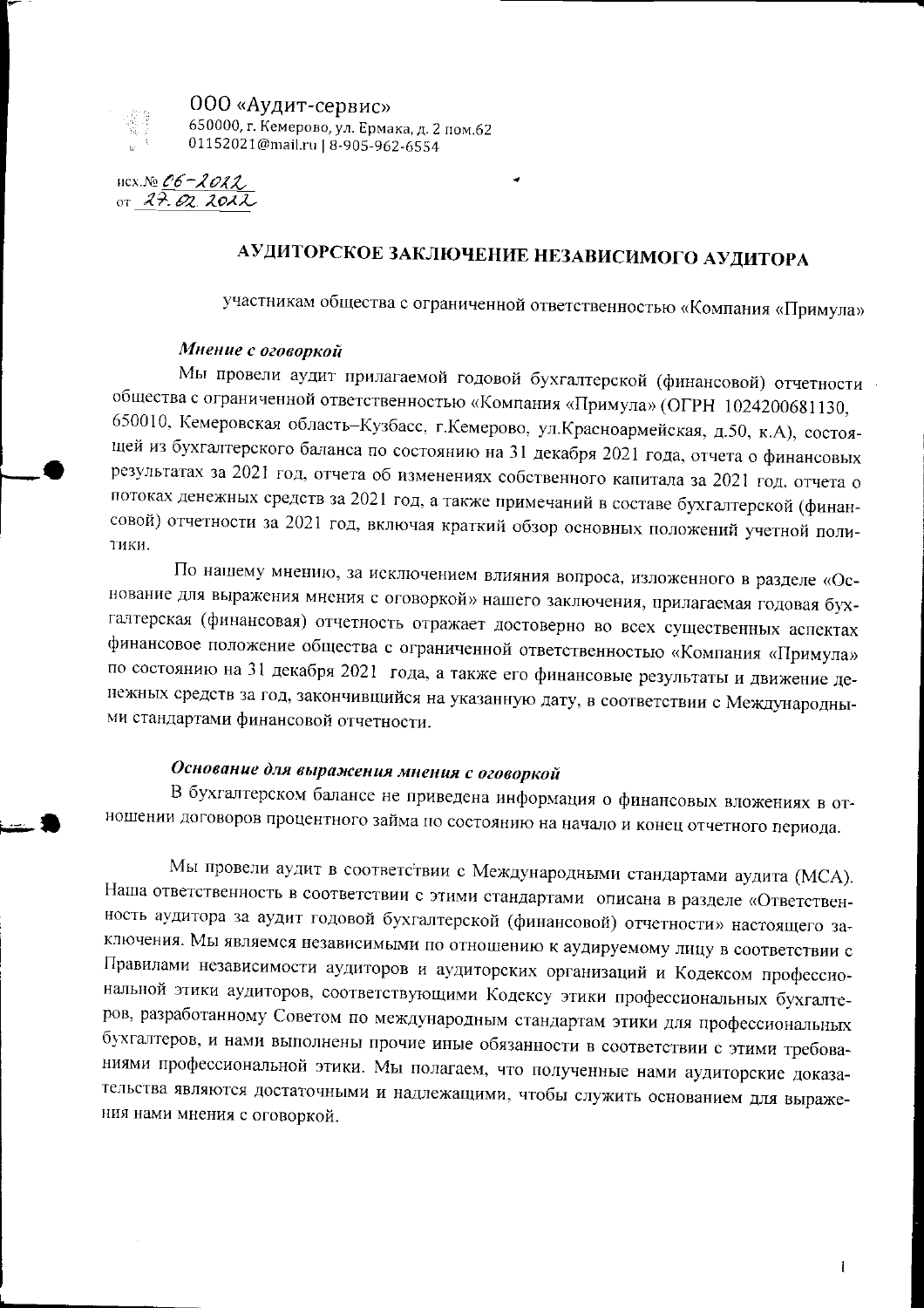ООО «Аудит-сервис»
650000, г. Кемерово, ул. Ермака, д. 2 пом.62
01152021@mail.ru | 8-905-962-6554

исх.№ 06-2022
от 27.02.2022

# АУДИТОРСКОЕ ЗАКЛЮЧЕНИЕ НЕЗАВИСИМОГО АУДИТОРА

участникам общества с ограниченной ответственностью «Компания «Примула»

***Мнение с оговоркой***

Мы провели аудит прилагаемой годовой бухгалтерской (финансовой) отчетности общества с ограниченной ответственностью «Компания «Примула» (ОГРН 1024200681130, 650010, Кемеровская область–Кузбасс, г.Кемерово, ул.Красноармейская, д.50, к.А), состоящей из бухгалтерского баланса по состоянию на 31 декабря 2021 года, отчета о финансовых результатах за 2021 год, отчета об изменениях собственного капитала за 2021 год, отчета о потоках денежных средств за 2021 год, а также примечаний в составе бухгалтерской (финансовой) отчетности за 2021 год, включая краткий обзор основных положений учетной политики.

По нашему мнению, за исключением влияния вопроса, изложенного в разделе «Основание для выражения мнения с оговоркой» нашего заключения, прилагаемая годовая бухгалтерская (финансовая) отчетность отражает достоверно во всех существенных аспектах финансовое положение общества с ограниченной ответственностью «Компания «Примула» по состоянию на 31 декабря 2021 года, а также его финансовые результаты и движение денежных средств за год, закончившийся на указанную дату, в соответствии с Международными стандартами финансовой отчетности.

***Основание для выражения мнения с оговоркой***

В бухгалтерском балансе не приведена информация о финансовых вложениях в отношении договоров процентного займа по состоянию на начало и конец отчетного периода.

Мы провели аудит в соответствии с Международными стандартами аудита (МСА). Наша ответственность в соответствии с этими стандартами описана в разделе «Ответственность аудитора за аудит годовой бухгалтерской (финансовой) отчетности» настоящего заключения. Мы являемся независимыми по отношению к аудируемому лицу в соответствии с Правилами независимости аудиторов и аудиторских организаций и Кодексом профессиональной этики аудиторов, соответствующими Кодексу этики профессиональных бухгалтеров, разработанному Советом по международным стандартам этики для профессиональных бухгалтеров, и нами выполнены прочие иные обязанности в соответствии с этими требованиями профессиональной этики. Мы полагаем, что полученные нами аудиторские доказательства являются достаточными и надлежащими, чтобы служить основанием для выражения нами мнения с оговоркой.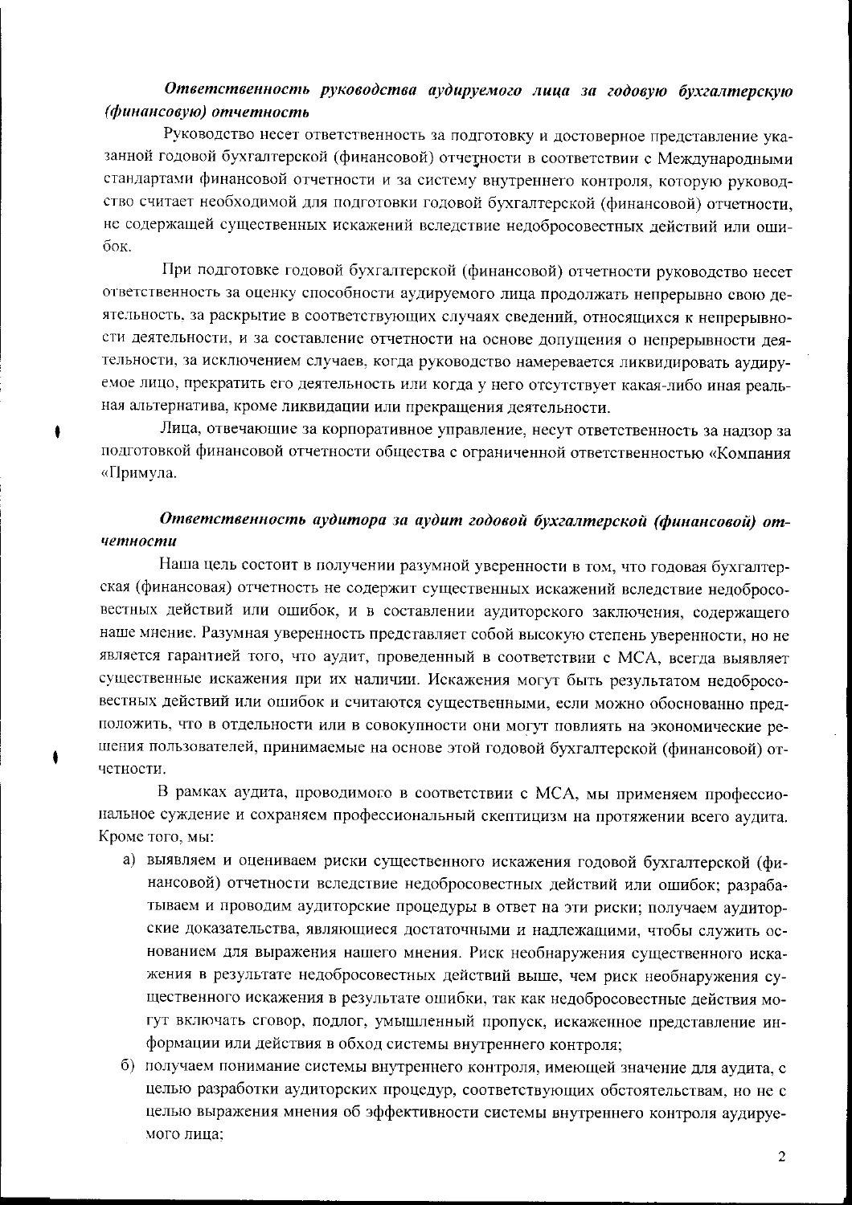### *Ответственность руководства аудируемого лица за годовую бухгалтерскую (финансовую) отчетность*

Руководство несет ответственность за подготовку и достоверное представление указанной годовой бухгалтерской (финансовой) отчетности в соответствии с Международными стандартами финансовой отчетности и за систему внутреннего контроля, которую руководство считает необходимой для подготовки годовой бухгалтерской (финансовой) отчетности, не содержащей существенных искажений вследствие недобросовестных действий или ошибок.

При подготовке годовой бухгалтерской (финансовой) отчетности руководство несет ответственность за оценку способности аудируемого лица продолжать непрерывно свою деятельность, за раскрытие в соответствующих случаях сведений, относящихся к непрерывности деятельности, и за составление отчетности на основе допущения о непрерывности деятельности, за исключением случаев, когда руководство намеревается ликвидировать аудируемое лицо, прекратить его деятельность или когда у него отсутствует какая-либо иная реальная альтернатива, кроме ликвидации или прекращения деятельности.

Лица, отвечающие за корпоративное управление, несут ответственность за надзор за подготовкой финансовой отчетности общества с ограниченной ответственностью «Компания «Примула.

### *Ответственность аудитора за аудит годовой бухгалтерской (финансовой) отчетности*

Наша цель состоит в получении разумной уверенности в том, что годовая бухгалтерская (финансовая) отчетность не содержит существенных искажений вследствие недобросовестных действий или ошибок, и в составлении аудиторского заключения, содержащего наше мнение. Разумная уверенность представляет собой высокую степень уверенности, но не является гарантией того, что аудит, проведенный в соответствии с МСА, всегда выявляет существенные искажения при их наличии. Искажения могут быть результатом недобросовестных действий или ошибок и считаются существенными, если можно обоснованно предположить, что в отдельности или в совокупности они могут повлиять на экономические решения пользователей, принимаемые на основе этой годовой бухгалтерской (финансовой) отчетности.

В рамках аудита, проводимого в соответствии с МСА, мы применяем профессиональное суждение и сохраняем профессиональный скептицизм на протяжении всего аудита. Кроме того, мы:

а) выявляем и оцениваем риски существенного искажения годовой бухгалтерской (финансовой) отчетности вследствие недобросовестных действий или ошибок; разрабатываем и проводим аудиторские процедуры в ответ на эти риски; получаем аудиторские доказательства, являющиеся достаточными и надлежащими, чтобы служить основанием для выражения нашего мнения. Риск необнаружения существенного искажения в результате недобросовестных действий выше, чем риск необнаружения существенного искажения в результате ошибки, так как недобросовестные действия могут включать сговор, подлог, умышленный пропуск, искаженное представление информации или действия в обход системы внутреннего контроля;

б) получаем понимание системы внутреннего контроля, имеющей значение для аудита, с целью разработки аудиторских процедур, соответствующих обстоятельствам, но не с целью выражения мнения об эффективности системы внутреннего контроля аудируемого лица;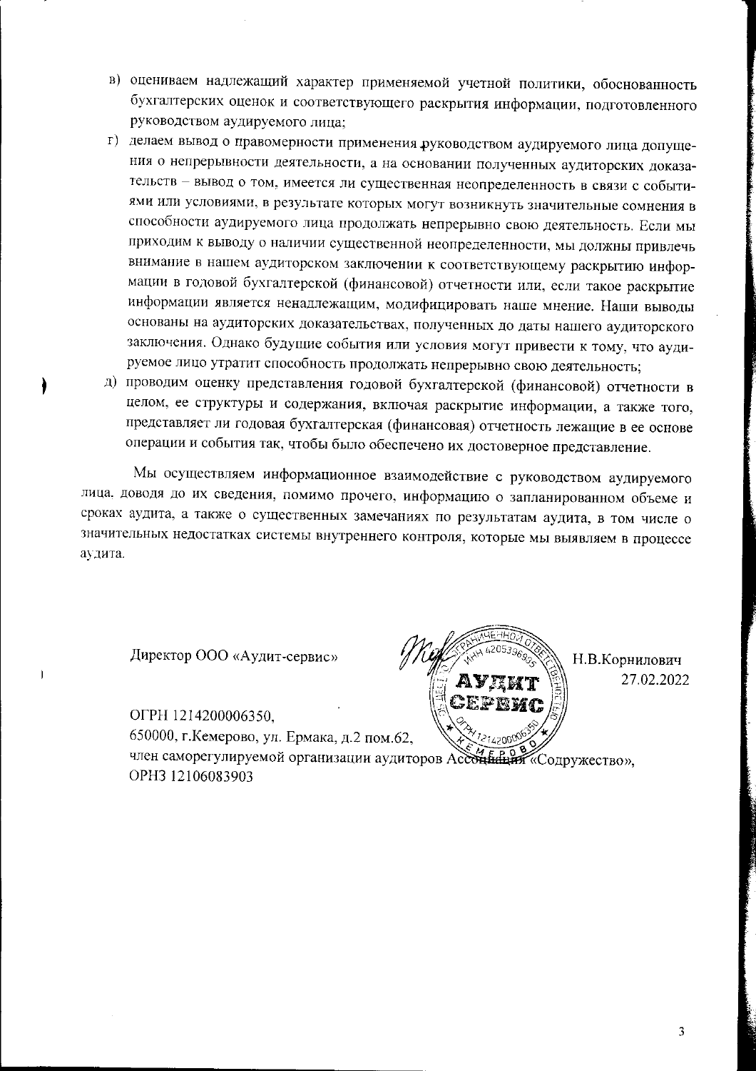в) оцениваем надлежащий характер применяемой учетной политики, обоснованность бухгалтерских оценок и соответствующего раскрытия информации, подготовленного руководством аудируемого лица;

г) делаем вывод о правомерности применения руководством аудируемого лица допущения о непрерывности деятельности, а на основании полученных аудиторских доказательств – вывод о том, имеется ли существенная неопределенность в связи с событиями или условиями, в результате которых могут возникнуть значительные сомнения в способности аудируемого лица продолжать непрерывно свою деятельность. Если мы приходим к выводу о наличии существенной неопределенности, мы должны привлечь внимание в нашем аудиторском заключении к соответствующему раскрытию информации в годовой бухгалтерской (финансовой) отчетности или, если такое раскрытие информации является ненадлежащим, модифицировать наше мнение. Наши выводы основаны на аудиторских доказательствах, полученных до даты нашего аудиторского заключения. Однако будущие события или условия могут привести к тому, что аудируемое лицо утратит способность продолжать непрерывно свою деятельность;

д) проводим оценку представления годовой бухгалтерской (финансовой) отчетности в целом, ее структуры и содержания, включая раскрытие информации, а также того, представляет ли годовая бухгалтерская (финансовая) отчетность лежащие в ее основе операции и события так, чтобы было обеспечено их достоверное представление.

Мы осуществляем информационное взаимодействие с руководством аудируемого лица, доводя до их сведения, помимо прочего, информацию о запланированном объеме и сроках аудита, а также о существенных замечаниях по результатам аудита, в том числе о значительных недостатках системы внутреннего контроля, которые мы выявляем в процессе аудита.

Директор ООО «Аудит-сервис» Н.В.Корнилович

27.02.2022

ОГРН 1214200006350,
650000, г.Кемерово, ул. Ермака, д.2 пом.62,
член саморегулируемой организации аудиторов Ассоциация «Содружество»,
ОРНЗ 12106083903